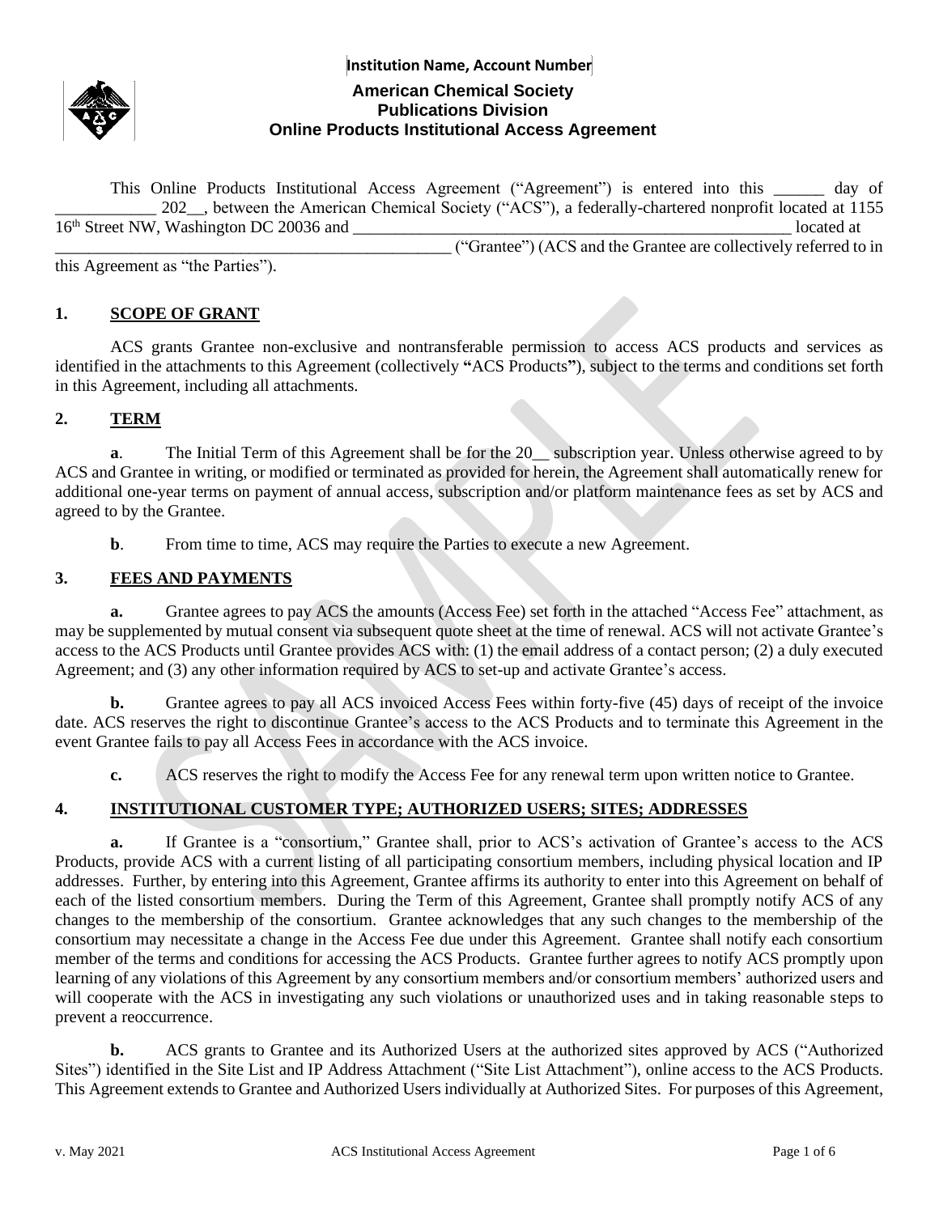Institution Name, Account Number

# American Chemical Society
## Publications Division
## Online Products Institutional Access Agreement

This Online Products Institutional Access Agreement ("Agreement") is entered into this ______ day of ____________ 202__, between the American Chemical Society ("ACS"), a federally-chartered nonprofit located at 1155 16th Street NW, Washington DC 20036 and ____________________________________________________ located at ________________________________________________ ("Grantee") (ACS and the Grantee are collectively referred to in this Agreement as "the Parties").

**1. SCOPE OF GRANT**

ACS grants Grantee non-exclusive and nontransferable permission to access ACS products and services as identified in the attachments to this Agreement (collectively **"**ACS Products**"**), subject to the terms and conditions set forth in this Agreement, including all attachments.

**2. TERM**

**a**. The Initial Term of this Agreement shall be for the 20__ subscription year. Unless otherwise agreed to by ACS and Grantee in writing, or modified or terminated as provided for herein, the Agreement shall automatically renew for additional one-year terms on payment of annual access, subscription and/or platform maintenance fees as set by ACS and agreed to by the Grantee.

**b**. From time to time, ACS may require the Parties to execute a new Agreement.

**3. FEES AND PAYMENTS**

**a.** Grantee agrees to pay ACS the amounts (Access Fee) set forth in the attached "Access Fee" attachment, as may be supplemented by mutual consent via subsequent quote sheet at the time of renewal. ACS will not activate Grantee's access to the ACS Products until Grantee provides ACS with: (1) the email address of a contact person; (2) a duly executed Agreement; and (3) any other information required by ACS to set-up and activate Grantee's access.

**b.** Grantee agrees to pay all ACS invoiced Access Fees within forty-five (45) days of receipt of the invoice date. ACS reserves the right to discontinue Grantee's access to the ACS Products and to terminate this Agreement in the event Grantee fails to pay all Access Fees in accordance with the ACS invoice.

**c.** ACS reserves the right to modify the Access Fee for any renewal term upon written notice to Grantee.

**4. INSTITUTIONAL CUSTOMER TYPE; AUTHORIZED USERS; SITES; ADDRESSES**

**a.** If Grantee is a "consortium," Grantee shall, prior to ACS's activation of Grantee's access to the ACS Products, provide ACS with a current listing of all participating consortium members, including physical location and IP addresses. Further, by entering into this Agreement, Grantee affirms its authority to enter into this Agreement on behalf of each of the listed consortium members. During the Term of this Agreement, Grantee shall promptly notify ACS of any changes to the membership of the consortium. Grantee acknowledges that any such changes to the membership of the consortium may necessitate a change in the Access Fee due under this Agreement. Grantee shall notify each consortium member of the terms and conditions for accessing the ACS Products. Grantee further agrees to notify ACS promptly upon learning of any violations of this Agreement by any consortium members and/or consortium members' authorized users and will cooperate with the ACS in investigating any such violations or unauthorized uses and in taking reasonable steps to prevent a reoccurrence.

**b.** ACS grants to Grantee and its Authorized Users at the authorized sites approved by ACS ("Authorized Sites") identified in the Site List and IP Address Attachment ("Site List Attachment"), online access to the ACS Products. This Agreement extends to Grantee and Authorized Users individually at Authorized Sites. For purposes of this Agreement,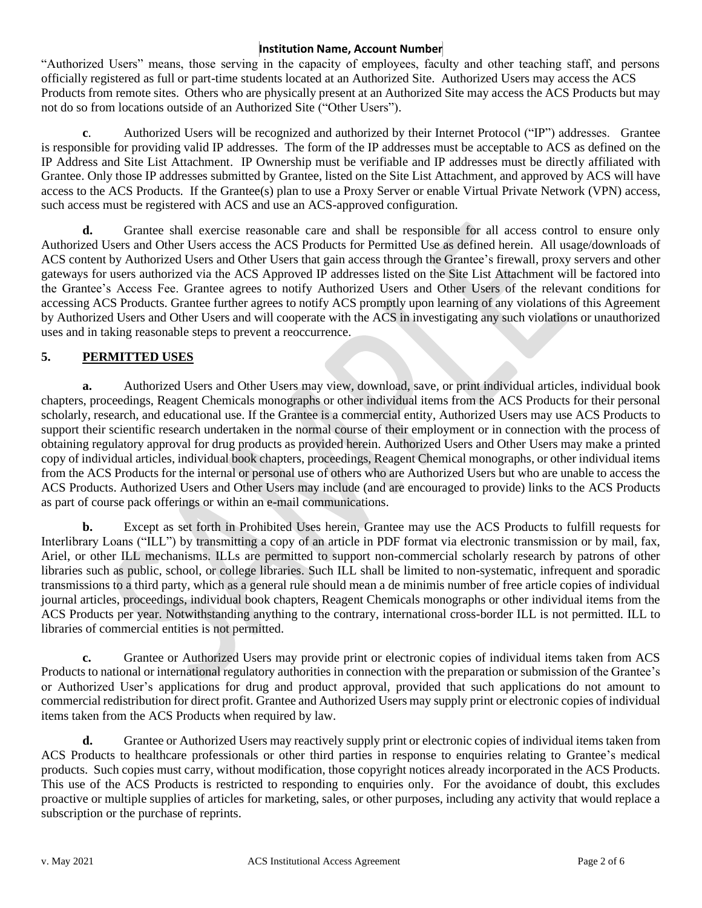"Authorized Users" means, those serving in the capacity of employees, faculty and other teaching staff, and persons officially registered as full or part-time students located at an Authorized Site. Authorized Users may access the ACS Products from remote sites. Others who are physically present at an Authorized Site may access the ACS Products but may not do so from locations outside of an Authorized Site ("Other Users").

**c**. Authorized Users will be recognized and authorized by their Internet Protocol ("IP") addresses. Grantee is responsible for providing valid IP addresses. The form of the IP addresses must be acceptable to ACS as defined on the IP Address and Site List Attachment. IP Ownership must be verifiable and IP addresses must be directly affiliated with Grantee. Only those IP addresses submitted by Grantee, listed on the Site List Attachment, and approved by ACS will have access to the ACS Products. If the Grantee(s) plan to use a Proxy Server or enable Virtual Private Network (VPN) access, such access must be registered with ACS and use an ACS-approved configuration.

**d.** Grantee shall exercise reasonable care and shall be responsible for all access control to ensure only Authorized Users and Other Users access the ACS Products for Permitted Use as defined herein. All usage/downloads of ACS content by Authorized Users and Other Users that gain access through the Grantee's firewall, proxy servers and other gateways for users authorized via the ACS Approved IP addresses listed on the Site List Attachment will be factored into the Grantee's Access Fee. Grantee agrees to notify Authorized Users and Other Users of the relevant conditions for accessing ACS Products. Grantee further agrees to notify ACS promptly upon learning of any violations of this Agreement by Authorized Users and Other Users and will cooperate with the ACS in investigating any such violations or unauthorized uses and in taking reasonable steps to prevent a reoccurrence.

## 5. PERMITTED USES

**a.** Authorized Users and Other Users may view, download, save, or print individual articles, individual book chapters, proceedings, Reagent Chemicals monographs or other individual items from the ACS Products for their personal scholarly, research, and educational use. If the Grantee is a commercial entity, Authorized Users may use ACS Products to support their scientific research undertaken in the normal course of their employment or in connection with the process of obtaining regulatory approval for drug products as provided herein. Authorized Users and Other Users may make a printed copy of individual articles, individual book chapters, proceedings, Reagent Chemical monographs, or other individual items from the ACS Products for the internal or personal use of others who are Authorized Users but who are unable to access the ACS Products. Authorized Users and Other Users may include (and are encouraged to provide) links to the ACS Products as part of course pack offerings or within an e-mail communications.

**b.** Except as set forth in Prohibited Uses herein, Grantee may use the ACS Products to fulfill requests for Interlibrary Loans ("ILL") by transmitting a copy of an article in PDF format via electronic transmission or by mail, fax, Ariel, or other ILL mechanisms. ILLs are permitted to support non-commercial scholarly research by patrons of other libraries such as public, school, or college libraries. Such ILL shall be limited to non-systematic, infrequent and sporadic transmissions to a third party, which as a general rule should mean a de minimis number of free article copies of individual journal articles, proceedings, individual book chapters, Reagent Chemicals monographs or other individual items from the ACS Products per year. Notwithstanding anything to the contrary, international cross-border ILL is not permitted. ILL to libraries of commercial entities is not permitted.

**c.** Grantee or Authorized Users may provide print or electronic copies of individual items taken from ACS Products to national or international regulatory authorities in connection with the preparation or submission of the Grantee's or Authorized User's applications for drug and product approval, provided that such applications do not amount to commercial redistribution for direct profit. Grantee and Authorized Users may supply print or electronic copies of individual items taken from the ACS Products when required by law.

**d.** Grantee or Authorized Users may reactively supply print or electronic copies of individual items taken from ACS Products to healthcare professionals or other third parties in response to enquiries relating to Grantee's medical products. Such copies must carry, without modification, those copyright notices already incorporated in the ACS Products. This use of the ACS Products is restricted to responding to enquiries only. For the avoidance of doubt, this excludes proactive or multiple supplies of articles for marketing, sales, or other purposes, including any activity that would replace a subscription or the purchase of reprints.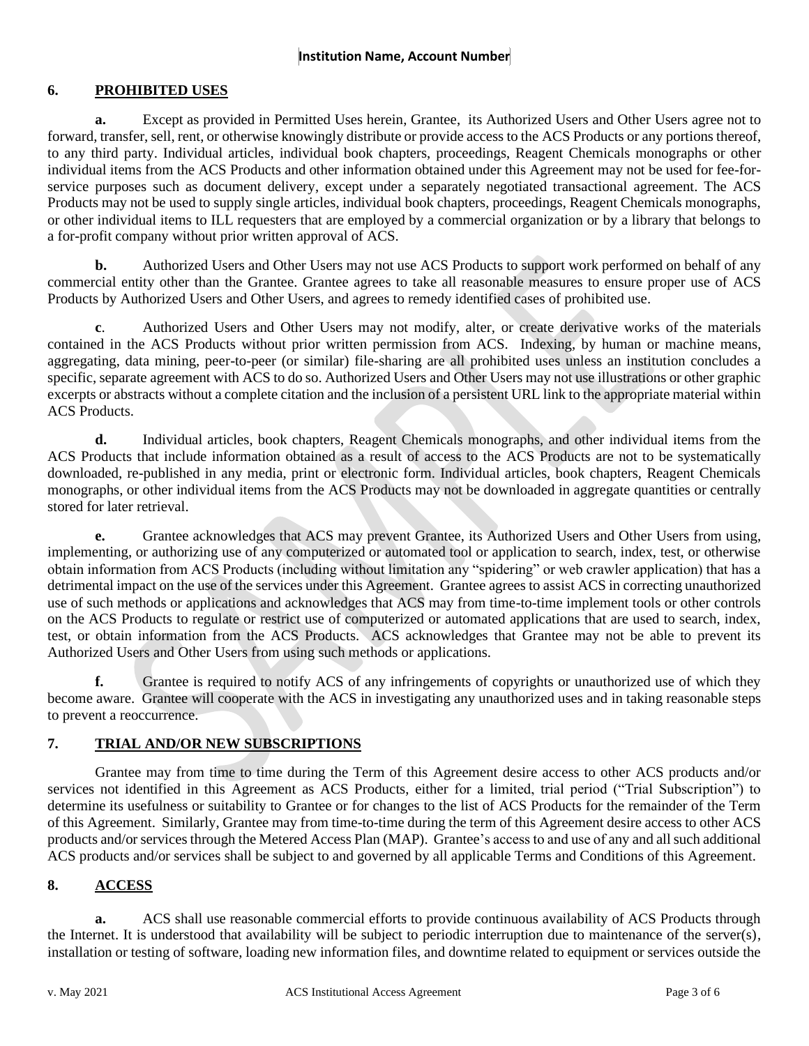## 6. PROHIBITED USES

**a.** Except as provided in Permitted Uses herein, Grantee, its Authorized Users and Other Users agree not to forward, transfer, sell, rent, or otherwise knowingly distribute or provide access to the ACS Products or any portions thereof, to any third party. Individual articles, individual book chapters, proceedings, Reagent Chemicals monographs or other individual items from the ACS Products and other information obtained under this Agreement may not be used for fee-for-service purposes such as document delivery, except under a separately negotiated transactional agreement. The ACS Products may not be used to supply single articles, individual book chapters, proceedings, Reagent Chemicals monographs, or other individual items to ILL requesters that are employed by a commercial organization or by a library that belongs to a for-profit company without prior written approval of ACS.

**b.** Authorized Users and Other Users may not use ACS Products to support work performed on behalf of any commercial entity other than the Grantee. Grantee agrees to take all reasonable measures to ensure proper use of ACS Products by Authorized Users and Other Users, and agrees to remedy identified cases of prohibited use.

**c**. Authorized Users and Other Users may not modify, alter, or create derivative works of the materials contained in the ACS Products without prior written permission from ACS. Indexing, by human or machine means, aggregating, data mining, peer-to-peer (or similar) file-sharing are all prohibited uses unless an institution concludes a specific, separate agreement with ACS to do so. Authorized Users and Other Users may not use illustrations or other graphic excerpts or abstracts without a complete citation and the inclusion of a persistent URL link to the appropriate material within ACS Products.

**d.** Individual articles, book chapters, Reagent Chemicals monographs, and other individual items from the ACS Products that include information obtained as a result of access to the ACS Products are not to be systematically downloaded, re-published in any media, print or electronic form. Individual articles, book chapters, Reagent Chemicals monographs, or other individual items from the ACS Products may not be downloaded in aggregate quantities or centrally stored for later retrieval.

**e.** Grantee acknowledges that ACS may prevent Grantee, its Authorized Users and Other Users from using, implementing, or authorizing use of any computerized or automated tool or application to search, index, test, or otherwise obtain information from ACS Products (including without limitation any "spidering" or web crawler application) that has a detrimental impact on the use of the services under this Agreement. Grantee agrees to assist ACS in correcting unauthorized use of such methods or applications and acknowledges that ACS may from time-to-time implement tools or other controls on the ACS Products to regulate or restrict use of computerized or automated applications that are used to search, index, test, or obtain information from the ACS Products. ACS acknowledges that Grantee may not be able to prevent its Authorized Users and Other Users from using such methods or applications.

**f.** Grantee is required to notify ACS of any infringements of copyrights or unauthorized use of which they become aware. Grantee will cooperate with the ACS in investigating any unauthorized uses and in taking reasonable steps to prevent a reoccurrence.

## 7. TRIAL AND/OR NEW SUBSCRIPTIONS

Grantee may from time to time during the Term of this Agreement desire access to other ACS products and/or services not identified in this Agreement as ACS Products, either for a limited, trial period ("Trial Subscription") to determine its usefulness or suitability to Grantee or for changes to the list of ACS Products for the remainder of the Term of this Agreement. Similarly, Grantee may from time-to-time during the term of this Agreement desire access to other ACS products and/or services through the Metered Access Plan (MAP). Grantee's access to and use of any and all such additional ACS products and/or services shall be subject to and governed by all applicable Terms and Conditions of this Agreement.

## 8. ACCESS

**a.** ACS shall use reasonable commercial efforts to provide continuous availability of ACS Products through the Internet. It is understood that availability will be subject to periodic interruption due to maintenance of the server(s), installation or testing of software, loading new information files, and downtime related to equipment or services outside the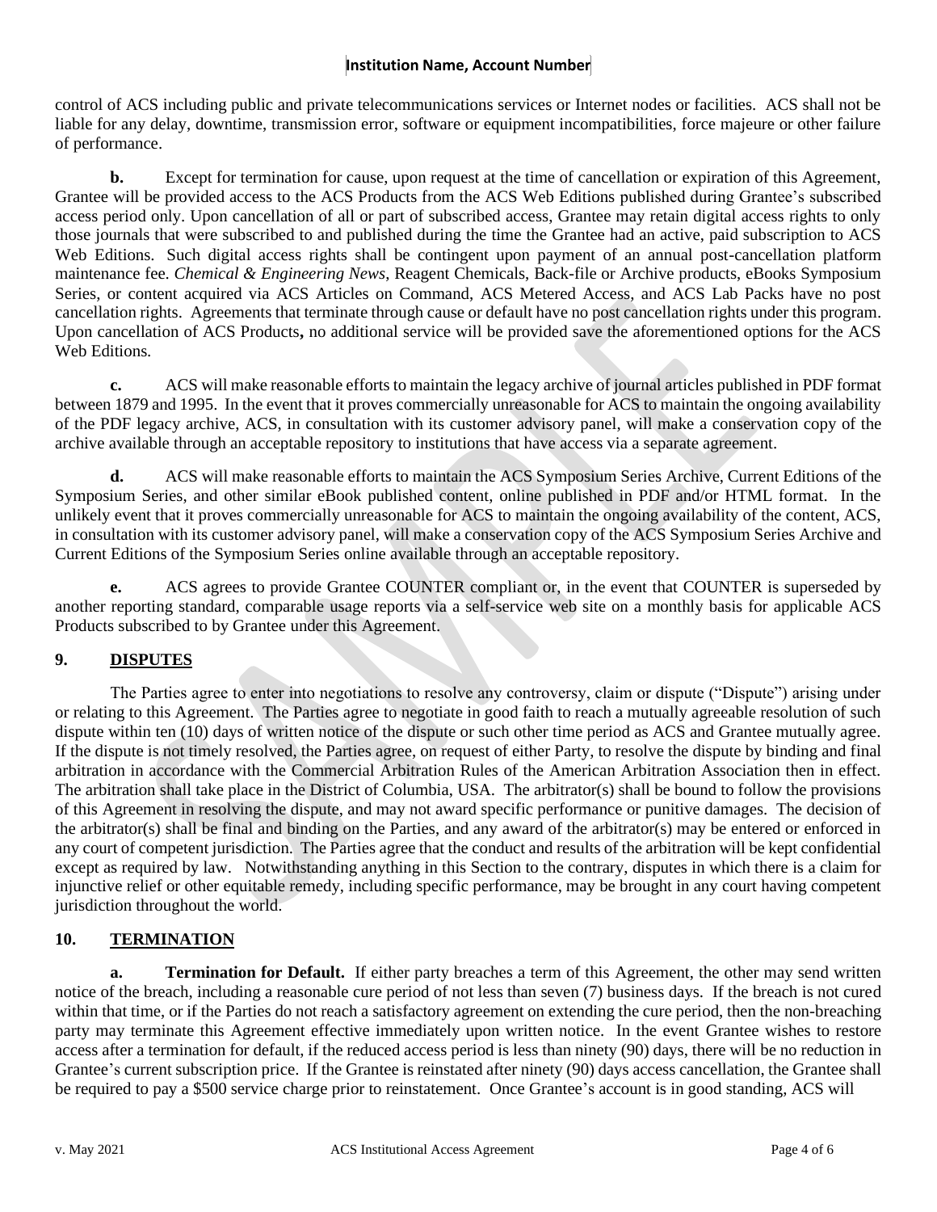control of ACS including public and private telecommunications services or Internet nodes or facilities. ACS shall not be liable for any delay, downtime, transmission error, software or equipment incompatibilities, force majeure or other failure of performance.

**b.** Except for termination for cause, upon request at the time of cancellation or expiration of this Agreement, Grantee will be provided access to the ACS Products from the ACS Web Editions published during Grantee's subscribed access period only. Upon cancellation of all or part of subscribed access, Grantee may retain digital access rights to only those journals that were subscribed to and published during the time the Grantee had an active, paid subscription to ACS Web Editions. Such digital access rights shall be contingent upon payment of an annual post-cancellation platform maintenance fee. *Chemical & Engineering News*, Reagent Chemicals, Back-file or Archive products, eBooks Symposium Series, or content acquired via ACS Articles on Command, ACS Metered Access, and ACS Lab Packs have no post cancellation rights. Agreements that terminate through cause or default have no post cancellation rights under this program. Upon cancellation of ACS Products**,** no additional service will be provided save the aforementioned options for the ACS Web Editions.

**c.** ACS will make reasonable efforts to maintain the legacy archive of journal articles published in PDF format between 1879 and 1995. In the event that it proves commercially unreasonable for ACS to maintain the ongoing availability of the PDF legacy archive, ACS, in consultation with its customer advisory panel, will make a conservation copy of the archive available through an acceptable repository to institutions that have access via a separate agreement.

**d.** ACS will make reasonable efforts to maintain the ACS Symposium Series Archive, Current Editions of the Symposium Series, and other similar eBook published content, online published in PDF and/or HTML format. In the unlikely event that it proves commercially unreasonable for ACS to maintain the ongoing availability of the content, ACS, in consultation with its customer advisory panel, will make a conservation copy of the ACS Symposium Series Archive and Current Editions of the Symposium Series online available through an acceptable repository.

**e.** ACS agrees to provide Grantee COUNTER compliant or, in the event that COUNTER is superseded by another reporting standard, comparable usage reports via a self-service web site on a monthly basis for applicable ACS Products subscribed to by Grantee under this Agreement.

## 9. DISPUTES

The Parties agree to enter into negotiations to resolve any controversy, claim or dispute ("Dispute") arising under or relating to this Agreement. The Parties agree to negotiate in good faith to reach a mutually agreeable resolution of such dispute within ten (10) days of written notice of the dispute or such other time period as ACS and Grantee mutually agree. If the dispute is not timely resolved, the Parties agree, on request of either Party, to resolve the dispute by binding and final arbitration in accordance with the Commercial Arbitration Rules of the American Arbitration Association then in effect. The arbitration shall take place in the District of Columbia, USA. The arbitrator(s) shall be bound to follow the provisions of this Agreement in resolving the dispute, and may not award specific performance or punitive damages. The decision of the arbitrator(s) shall be final and binding on the Parties, and any award of the arbitrator(s) may be entered or enforced in any court of competent jurisdiction. The Parties agree that the conduct and results of the arbitration will be kept confidential except as required by law. Notwithstanding anything in this Section to the contrary, disputes in which there is a claim for injunctive relief or other equitable remedy, including specific performance, may be brought in any court having competent jurisdiction throughout the world.

## 10. TERMINATION

**a. Termination for Default.** If either party breaches a term of this Agreement, the other may send written notice of the breach, including a reasonable cure period of not less than seven (7) business days. If the breach is not cured within that time, or if the Parties do not reach a satisfactory agreement on extending the cure period, then the non-breaching party may terminate this Agreement effective immediately upon written notice. In the event Grantee wishes to restore access after a termination for default, if the reduced access period is less than ninety (90) days, there will be no reduction in Grantee's current subscription price. If the Grantee is reinstated after ninety (90) days access cancellation, the Grantee shall be required to pay a $500 service charge prior to reinstatement. Once Grantee's account is in good standing, ACS will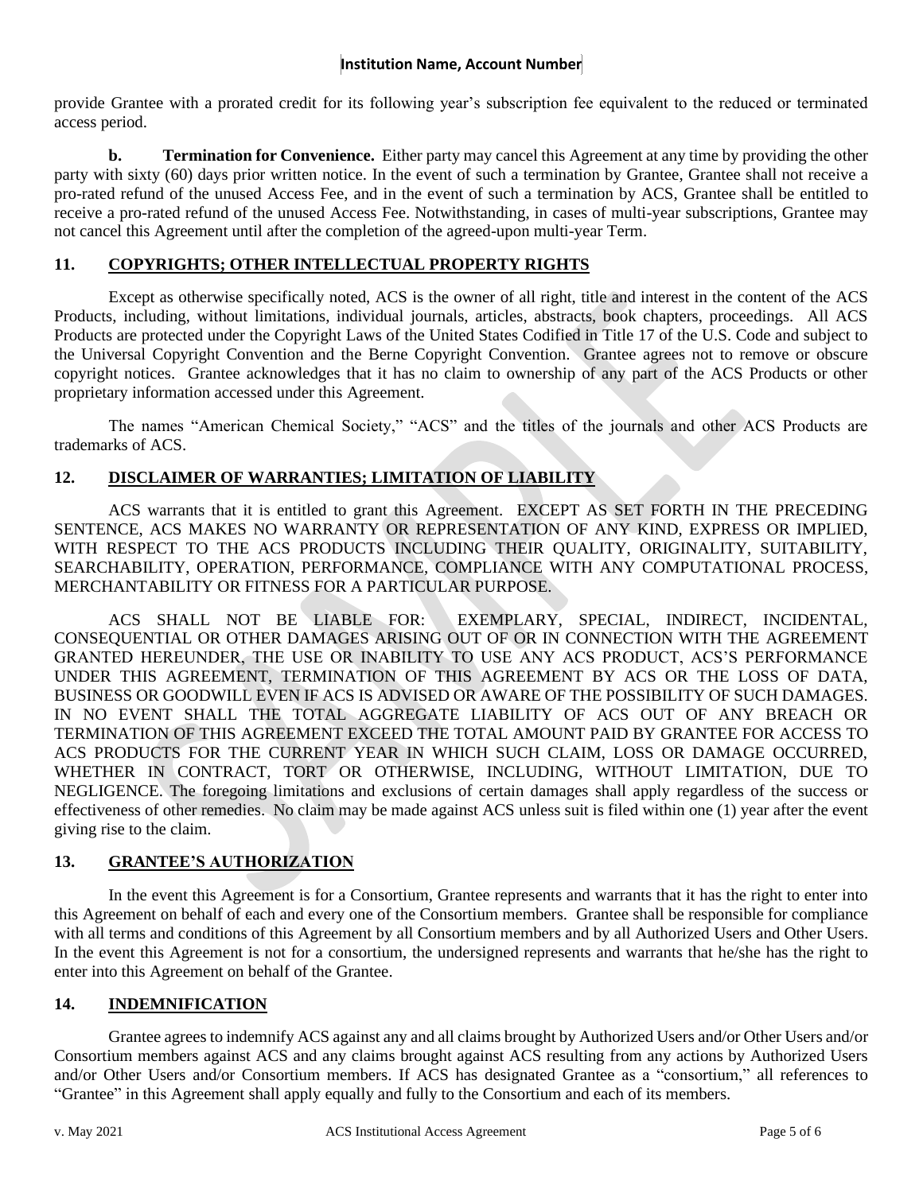provide Grantee with a prorated credit for its following year's subscription fee equivalent to the reduced or terminated access period.

**b. Termination for Convenience.** Either party may cancel this Agreement at any time by providing the other party with sixty (60) days prior written notice. In the event of such a termination by Grantee, Grantee shall not receive a pro-rated refund of the unused Access Fee, and in the event of such a termination by ACS, Grantee shall be entitled to receive a pro-rated refund of the unused Access Fee. Notwithstanding, in cases of multi-year subscriptions, Grantee may not cancel this Agreement until after the completion of the agreed-upon multi-year Term.

## 11. COPYRIGHTS; OTHER INTELLECTUAL PROPERTY RIGHTS

Except as otherwise specifically noted, ACS is the owner of all right, title and interest in the content of the ACS Products, including, without limitations, individual journals, articles, abstracts, book chapters, proceedings. All ACS Products are protected under the Copyright Laws of the United States Codified in Title 17 of the U.S. Code and subject to the Universal Copyright Convention and the Berne Copyright Convention. Grantee agrees not to remove or obscure copyright notices. Grantee acknowledges that it has no claim to ownership of any part of the ACS Products or other proprietary information accessed under this Agreement.

The names "American Chemical Society," "ACS" and the titles of the journals and other ACS Products are trademarks of ACS.

## 12. DISCLAIMER OF WARRANTIES; LIMITATION OF LIABILITY

ACS warrants that it is entitled to grant this Agreement. EXCEPT AS SET FORTH IN THE PRECEDING SENTENCE, ACS MAKES NO WARRANTY OR REPRESENTATION OF ANY KIND, EXPRESS OR IMPLIED, WITH RESPECT TO THE ACS PRODUCTS INCLUDING THEIR QUALITY, ORIGINALITY, SUITABILITY, SEARCHABILITY, OPERATION, PERFORMANCE, COMPLIANCE WITH ANY COMPUTATIONAL PROCESS, MERCHANTABILITY OR FITNESS FOR A PARTICULAR PURPOSE.

ACS SHALL NOT BE LIABLE FOR: EXEMPLARY, SPECIAL, INDIRECT, INCIDENTAL, CONSEQUENTIAL OR OTHER DAMAGES ARISING OUT OF OR IN CONNECTION WITH THE AGREEMENT GRANTED HEREUNDER, THE USE OR INABILITY TO USE ANY ACS PRODUCT, ACS'S PERFORMANCE UNDER THIS AGREEMENT, TERMINATION OF THIS AGREEMENT BY ACS OR THE LOSS OF DATA, BUSINESS OR GOODWILL EVEN IF ACS IS ADVISED OR AWARE OF THE POSSIBILITY OF SUCH DAMAGES. IN NO EVENT SHALL THE TOTAL AGGREGATE LIABILITY OF ACS OUT OF ANY BREACH OR TERMINATION OF THIS AGREEMENT EXCEED THE TOTAL AMOUNT PAID BY GRANTEE FOR ACCESS TO ACS PRODUCTS FOR THE CURRENT YEAR IN WHICH SUCH CLAIM, LOSS OR DAMAGE OCCURRED, WHETHER IN CONTRACT, TORT OR OTHERWISE, INCLUDING, WITHOUT LIMITATION, DUE TO NEGLIGENCE. The foregoing limitations and exclusions of certain damages shall apply regardless of the success or effectiveness of other remedies. No claim may be made against ACS unless suit is filed within one (1) year after the event giving rise to the claim.

## 13. GRANTEE'S AUTHORIZATION

In the event this Agreement is for a Consortium, Grantee represents and warrants that it has the right to enter into this Agreement on behalf of each and every one of the Consortium members. Grantee shall be responsible for compliance with all terms and conditions of this Agreement by all Consortium members and by all Authorized Users and Other Users. In the event this Agreement is not for a consortium, the undersigned represents and warrants that he/she has the right to enter into this Agreement on behalf of the Grantee.

## 14. INDEMNIFICATION

Grantee agrees to indemnify ACS against any and all claims brought by Authorized Users and/or Other Users and/or Consortium members against ACS and any claims brought against ACS resulting from any actions by Authorized Users and/or Other Users and/or Consortium members. If ACS has designated Grantee as a "consortium," all references to "Grantee" in this Agreement shall apply equally and fully to the Consortium and each of its members.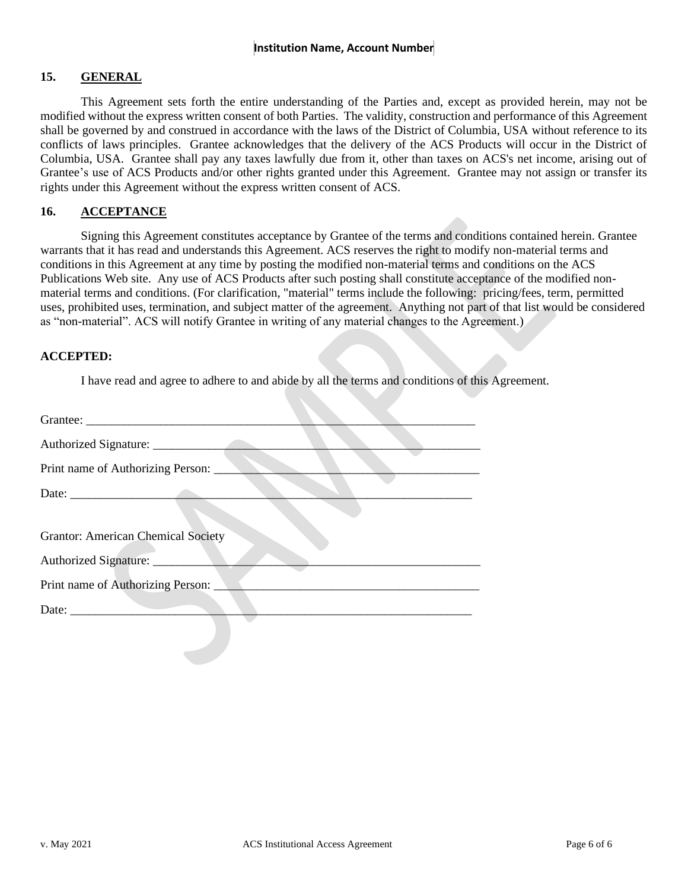## 15. GENERAL

This Agreement sets forth the entire understanding of the Parties and, except as provided herein, may not be modified without the express written consent of both Parties. The validity, construction and performance of this Agreement shall be governed by and construed in accordance with the laws of the District of Columbia, USA without reference to its conflicts of laws principles. Grantee acknowledges that the delivery of the ACS Products will occur in the District of Columbia, USA. Grantee shall pay any taxes lawfully due from it, other than taxes on ACS's net income, arising out of Grantee's use of ACS Products and/or other rights granted under this Agreement. Grantee may not assign or transfer its rights under this Agreement without the express written consent of ACS.

## 16. ACCEPTANCE

Signing this Agreement constitutes acceptance by Grantee of the terms and conditions contained herein. Grantee warrants that it has read and understands this Agreement. ACS reserves the right to modify non-material terms and conditions in this Agreement at any time by posting the modified non-material terms and conditions on the ACS Publications Web site. Any use of ACS Products after such posting shall constitute acceptance of the modified non-material terms and conditions. (For clarification, "material" terms include the following: pricing/fees, term, permitted uses, prohibited uses, termination, and subject matter of the agreement. Anything not part of that list would be considered as "non-material". ACS will notify Grantee in writing of any material changes to the Agreement.)

**ACCEPTED:**

I have read and agree to adhere to and abide by all the terms and conditions of this Agreement.

Grantee: _______________________________________________________________

Authorized Signature: _____________________________________________________

Print name of Authorizing Person: ___________________________________________

Date: __________________________________________________________________

Grantor: American Chemical Society

Authorized Signature: _____________________________________________________

Print name of Authorizing Person: ___________________________________________

Date: __________________________________________________________________